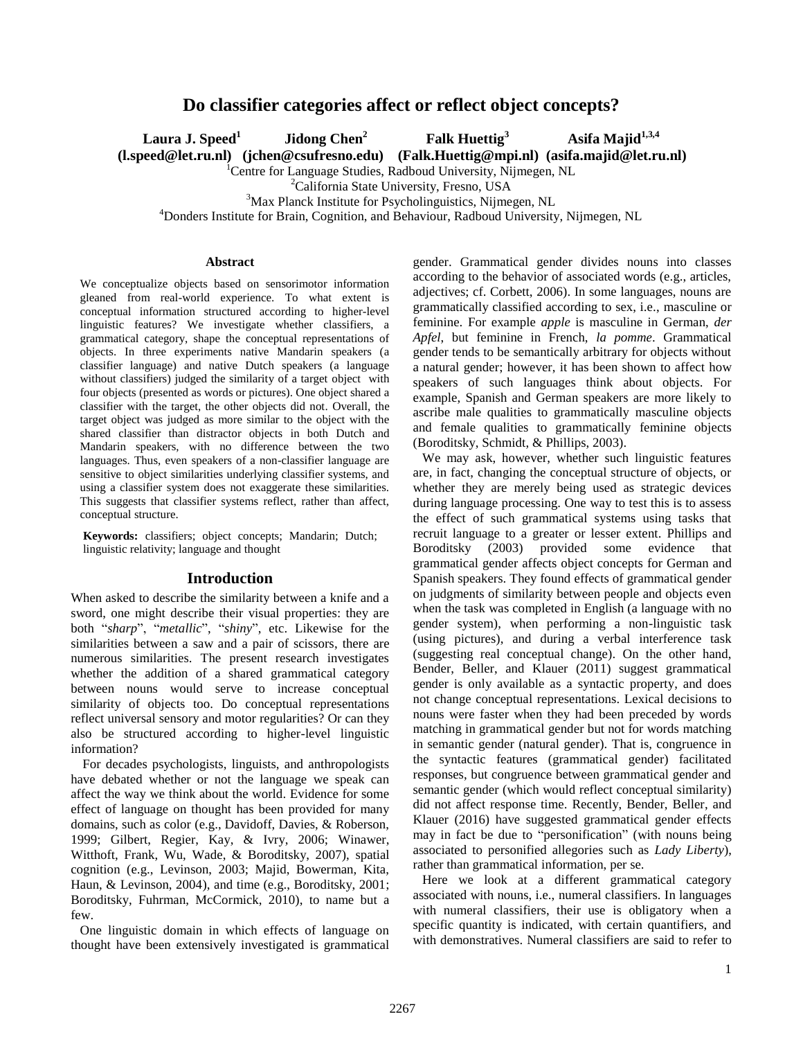# Do classifier categories affect or reflect object concepts?

**Laura J. Speed[1]** **Jidong Chen[2]** **Falk Huettig[3]** **Asifa Majid[1,3,4]**

**(l.speed@let.ru.nl) (jchen@csufresno.edu) (Falk.Huettig@mpi.nl) (asifa.majid@let.ru.nl)**

[1]Centre for Language Studies, Radboud University, Nijmegen, NL

[2]California State University, Fresno, USA

[3]Max Planck Institute for Psycholinguistics, Nijmegen, NL

[4]Donders Institute for Brain, Cognition, and Behaviour, Radboud University, Nijmegen, NL

### Abstract

We conceptualize objects based on sensorimotor information gleaned from real-world experience. To what extent is conceptual information structured according to higher-level linguistic features? We investigate whether classifiers, a grammatical category, shape the conceptual representations of objects. In three experiments native Mandarin speakers (a classifier language) and native Dutch speakers (a language without classifiers) judged the similarity of a target object with four objects (presented as words or pictures). One object shared a classifier with the target, the other objects did not. Overall, the target object was judged as more similar to the object with the shared classifier than distractor objects in both Dutch and Mandarin speakers, with no difference between the two languages. Thus, even speakers of a non-classifier language are sensitive to object similarities underlying classifier systems, and using a classifier system does not exaggerate these similarities. This suggests that classifier systems reflect, rather than affect, conceptual structure.

**Keywords:** classifiers; object concepts; Mandarin; Dutch; linguistic relativity; language and thought

## Introduction

When asked to describe the similarity between a knife and a sword, one might describe their visual properties: they are both "*sharp*", "*metallic*", "*shiny*", etc. Likewise for the similarities between a saw and a pair of scissors, there are numerous similarities. The present research investigates whether the addition of a shared grammatical category between nouns would serve to increase conceptual similarity of objects too. Do conceptual representations reflect universal sensory and motor regularities? Or can they also be structured according to higher-level linguistic information?

For decades psychologists, linguists, and anthropologists have debated whether or not the language we speak can affect the way we think about the world. Evidence for some effect of language on thought has been provided for many domains, such as color (e.g., Davidoff, Davies, & Roberson, 1999; Gilbert, Regier, Kay, & Ivry, 2006; Winawer, Witthoft, Frank, Wu, Wade, & Boroditsky, 2007), spatial cognition (e.g., Levinson, 2003; Majid, Bowerman, Kita, Haun, & Levinson, 2004), and time (e.g., Boroditsky, 2001; Boroditsky, Fuhrman, McCormick, 2010), to name but a few.

One linguistic domain in which effects of language on thought have been extensively investigated is grammatical gender. Grammatical gender divides nouns into classes according to the behavior of associated words (e.g., articles, adjectives; cf. Corbett, 2006). In some languages, nouns are grammatically classified according to sex, i.e., masculine or feminine. For example *apple* is masculine in German, *der Apfel*, but feminine in French, *la pomme*. Grammatical gender tends to be semantically arbitrary for objects without a natural gender; however, it has been shown to affect how speakers of such languages think about objects. For example, Spanish and German speakers are more likely to ascribe male qualities to grammatically masculine objects and female qualities to grammatically feminine objects (Boroditsky, Schmidt, & Phillips, 2003).

We may ask, however, whether such linguistic features are, in fact, changing the conceptual structure of objects, or whether they are merely being used as strategic devices during language processing. One way to test this is to assess the effect of such grammatical systems using tasks that recruit language to a greater or lesser extent. Phillips and Boroditsky (2003) provided some evidence that grammatical gender affects object concepts for German and Spanish speakers. They found effects of grammatical gender on judgments of similarity between people and objects even when the task was completed in English (a language with no gender system), when performing a non-linguistic task (using pictures), and during a verbal interference task (suggesting real conceptual change). On the other hand, Bender, Beller, and Klauer (2011) suggest grammatical gender is only available as a syntactic property, and does not change conceptual representations. Lexical decisions to nouns were faster when they had been preceded by words matching in grammatical gender but not for words matching in semantic gender (natural gender). That is, congruence in the syntactic features (grammatical gender) facilitated responses, but congruence between grammatical gender and semantic gender (which would reflect conceptual similarity) did not affect response time. Recently, Bender, Beller, and Klauer (2016) have suggested grammatical gender effects may in fact be due to "personification" (with nouns being associated to personified allegories such as *Lady Liberty*), rather than grammatical information, per se.

Here we look at a different grammatical category associated with nouns, i.e., numeral classifiers. In languages with numeral classifiers, their use is obligatory when a specific quantity is indicated, with certain quantifiers, and with demonstratives. Numeral classifiers are said to refer to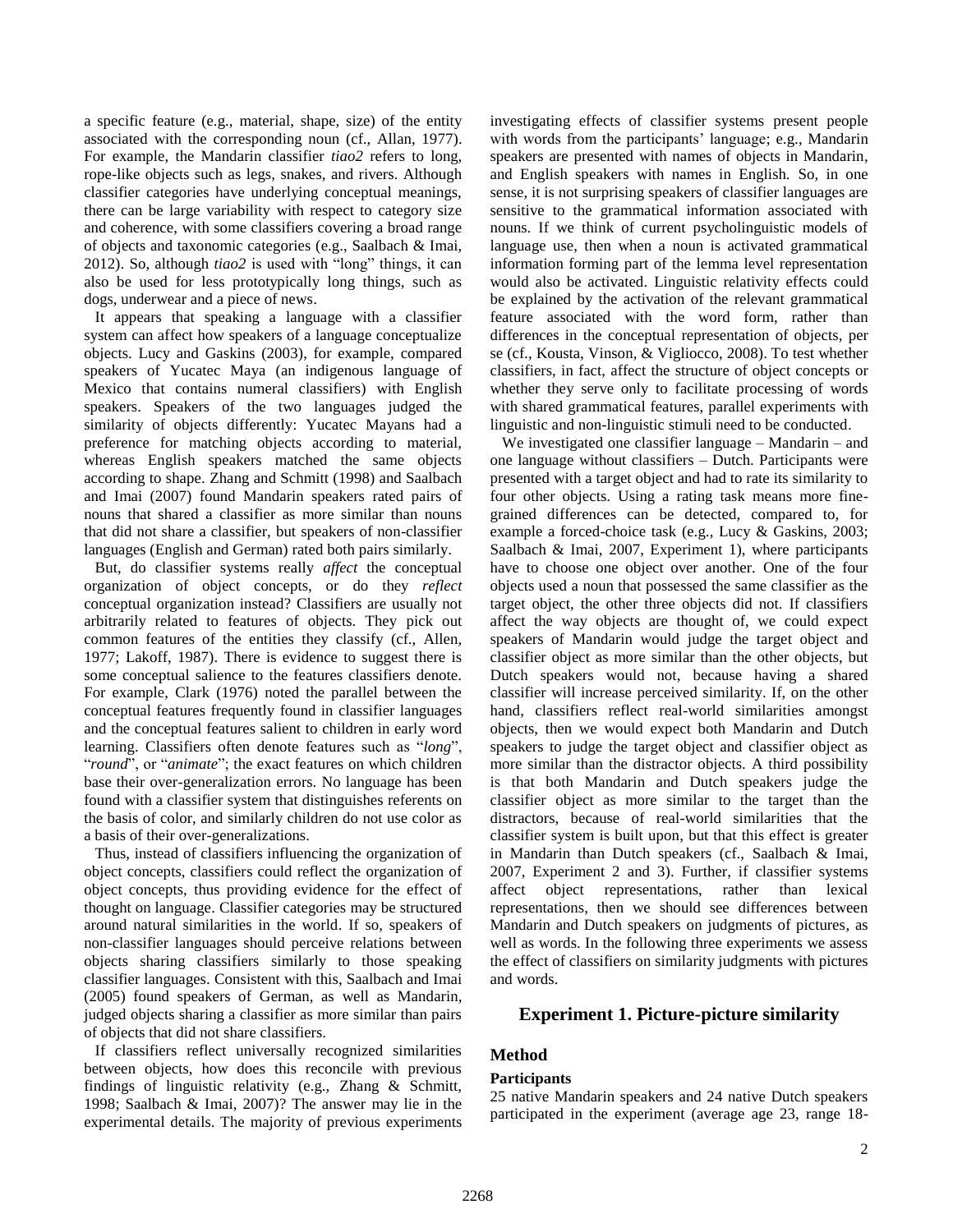a specific feature (e.g., material, shape, size) of the entity associated with the corresponding noun (cf., Allan, 1977). For example, the Mandarin classifier *tiao2* refers to long, rope-like objects such as legs, snakes, and rivers. Although classifier categories have underlying conceptual meanings, there can be large variability with respect to category size and coherence, with some classifiers covering a broad range of objects and taxonomic categories (e.g., Saalbach & Imai, 2012). So, although *tiao2* is used with "long" things, it can also be used for less prototypically long things, such as dogs, underwear and a piece of news.

It appears that speaking a language with a classifier system can affect how speakers of a language conceptualize objects. Lucy and Gaskins (2003), for example, compared speakers of Yucatec Maya (an indigenous language of Mexico that contains numeral classifiers) with English speakers. Speakers of the two languages judged the similarity of objects differently: Yucatec Mayans had a preference for matching objects according to material, whereas English speakers matched the same objects according to shape. Zhang and Schmitt (1998) and Saalbach and Imai (2007) found Mandarin speakers rated pairs of nouns that shared a classifier as more similar than nouns that did not share a classifier, but speakers of non-classifier languages (English and German) rated both pairs similarly.

But, do classifier systems really *affect* the conceptual organization of object concepts, or do they *reflect* conceptual organization instead? Classifiers are usually not arbitrarily related to features of objects. They pick out common features of the entities they classify (cf., Allen, 1977; Lakoff, 1987). There is evidence to suggest there is some conceptual salience to the features classifiers denote. For example, Clark (1976) noted the parallel between the conceptual features frequently found in classifier languages and the conceptual features salient to children in early word learning. Classifiers often denote features such as "*long*", "*round*", or "*animate*"; the exact features on which children base their over-generalization errors. No language has been found with a classifier system that distinguishes referents on the basis of color, and similarly children do not use color as a basis of their over-generalizations.

Thus, instead of classifiers influencing the organization of object concepts, classifiers could reflect the organization of object concepts, thus providing evidence for the effect of thought on language. Classifier categories may be structured around natural similarities in the world. If so, speakers of non-classifier languages should perceive relations between objects sharing classifiers similarly to those speaking classifier languages. Consistent with this, Saalbach and Imai (2005) found speakers of German, as well as Mandarin, judged objects sharing a classifier as more similar than pairs of objects that did not share classifiers.

If classifiers reflect universally recognized similarities between objects, how does this reconcile with previous findings of linguistic relativity (e.g., Zhang & Schmitt, 1998; Saalbach & Imai, 2007)? The answer may lie in the experimental details. The majority of previous experiments investigating effects of classifier systems present people with words from the participants' language; e.g., Mandarin speakers are presented with names of objects in Mandarin, and English speakers with names in English. So, in one sense, it is not surprising speakers of classifier languages are sensitive to the grammatical information associated with nouns. If we think of current psycholinguistic models of language use, then when a noun is activated grammatical information forming part of the lemma level representation would also be activated. Linguistic relativity effects could be explained by the activation of the relevant grammatical feature associated with the word form, rather than differences in the conceptual representation of objects, per se (cf., Kousta, Vinson, & Vigliocco, 2008). To test whether classifiers, in fact, affect the structure of object concepts or whether they serve only to facilitate processing of words with shared grammatical features, parallel experiments with linguistic and non-linguistic stimuli need to be conducted.

We investigated one classifier language – Mandarin – and one language without classifiers – Dutch. Participants were presented with a target object and had to rate its similarity to four other objects. Using a rating task means more fine-grained differences can be detected, compared to, for example a forced-choice task (e.g., Lucy & Gaskins, 2003; Saalbach & Imai, 2007, Experiment 1), where participants have to choose one object over another. One of the four objects used a noun that possessed the same classifier as the target object, the other three objects did not. If classifiers affect the way objects are thought of, we could expect speakers of Mandarin would judge the target object and classifier object as more similar than the other objects, but Dutch speakers would not, because having a shared classifier will increase perceived similarity. If, on the other hand, classifiers reflect real-world similarities amongst objects, then we would expect both Mandarin and Dutch speakers to judge the target object and classifier object as more similar than the distractor objects. A third possibility is that both Mandarin and Dutch speakers judge the classifier object as more similar to the target than the distractors, because of real-world similarities that the classifier system is built upon, but that this effect is greater in Mandarin than Dutch speakers (cf., Saalbach & Imai, 2007, Experiment 2 and 3). Further, if classifier systems affect object representations, rather than lexical representations, then we should see differences between Mandarin and Dutch speakers on judgments of pictures, as well as words. In the following three experiments we assess the effect of classifiers on similarity judgments with pictures and words.

## Experiment 1. Picture-picture similarity

### Method

#### Participants

25 native Mandarin speakers and 24 native Dutch speakers participated in the experiment (average age 23, range 18-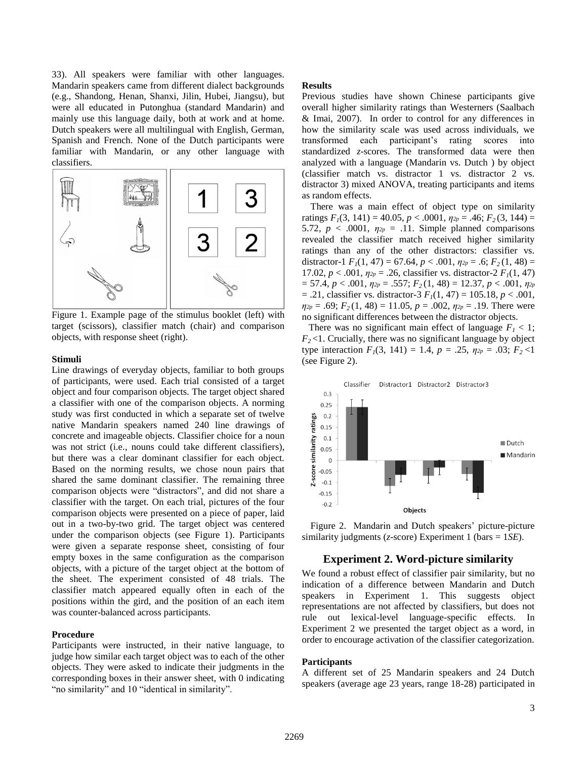33). All speakers were familiar with other languages. Mandarin speakers came from different dialect backgrounds (e.g., Shandong, Henan, Shanxi, Jilin, Hubei, Jiangsu), but were all educated in Putonghua (standard Mandarin) and mainly use this language daily, both at work and at home. Dutch speakers were all multilingual with English, German, Spanish and French. None of the Dutch participants were familiar with Mandarin, or any other language with classifiers.

Figure 1. Example page of the stimulus booklet (left) with target (scissors), classifier match (chair) and comparison objects, with response sheet (right).

### Stimuli

Line drawings of everyday objects, familiar to both groups of participants, were used. Each trial consisted of a target object and four comparison objects. The target object shared a classifier with one of the comparison objects. A norming study was first conducted in which a separate set of twelve native Mandarin speakers named 240 line drawings of concrete and imageable objects. Classifier choice for a noun was not strict (i.e., nouns could take different classifiers), but there was a clear dominant classifier for each object. Based on the norming results, we chose noun pairs that shared the same dominant classifier. The remaining three comparison objects were "distractors", and did not share a classifier with the target. On each trial, pictures of the four comparison objects were presented on a piece of paper, laid out in a two-by-two grid. The target object was centered under the comparison objects (see Figure 1). Participants were given a separate response sheet, consisting of four empty boxes in the same configuration as the comparison objects, with a picture of the target object at the bottom of the sheet. The experiment consisted of 48 trials. The classifier match appeared equally often in each of the positions within the gird, and the position of an each item was counter-balanced across participants.

### Procedure

Participants were instructed, in their native language, to judge how similar each target object was to each of the other objects. They were asked to indicate their judgments in the corresponding boxes in their answer sheet, with 0 indicating "no similarity" and 10 "identical in similarity".

### Results

Previous studies have shown Chinese participants give overall higher similarity ratings than Westerners (Saalbach & Imai, 2007). In order to control for any differences in how the similarity scale was used across individuals, we transformed each participant's rating scores into standardized *z*-scores. The transformed data were then analyzed with a language (Mandarin vs. Dutch ) by object (classifier match vs. distractor 1 vs. distractor 2 vs. distractor 3) mixed ANOVA, treating participants and items as random effects.

There was a main effect of object type on similarity ratings $F_1(3, 141) = 40.05$, $p < .0001$, $\eta_{2p} = .46$; $F_2(3, 144) = 5.72$, $p < .0001$, $\eta_{2p} = .11$. Simple planned comparisons revealed the classifier match received higher similarity ratings than any of the other distractors: classifier vs. distractor-1 $F_1(1, 47) = 67.64$, $p < .001$, $\eta_{2p} = .6$; $F_2(1, 48) = 17.02$, $p < .001$, $\eta_{2p} = .26$, classifier vs. distractor-2 $F_1(1, 47) = 57.4$, $p < .001$, $\eta_{2p} = .557$; $F_2(1, 48) = 12.37$, $p < .001$, $\eta_{2p} = .21$, classifier vs. distractor-3 $F_1(1, 47) = 105.18$, $p < .001$, $\eta_{2p} = .69$; $F_2(1, 48) = 11.05$, $p = .002$, $\eta_{2p} = .19$. There were no significant differences between the distractor objects.

There was no significant main effect of language $F_1 < 1$; $F_2 < 1$. Crucially, there was no significant language by object type interaction $F_1(3, 141) = 1.4$, $p = .25$, $\eta_{2p} = .03$; $F_2 < 1$ (see Figure 2).

Figure 2. Mandarin and Dutch speakers' picture-picture similarity judgments (*z*-score) Experiment 1 (bars = 1*SE*).

## Experiment 2. Word-picture similarity

We found a robust effect of classifier pair similarity, but no indication of a difference between Mandarin and Dutch speakers in Experiment 1. This suggests object representations are not affected by classifiers, but does not rule out lexical-level language-specific effects. In Experiment 2 we presented the target object as a word, in order to encourage activation of the classifier categorization.

### Participants

A different set of 25 Mandarin speakers and 24 Dutch speakers (average age 23 years, range 18-28) participated in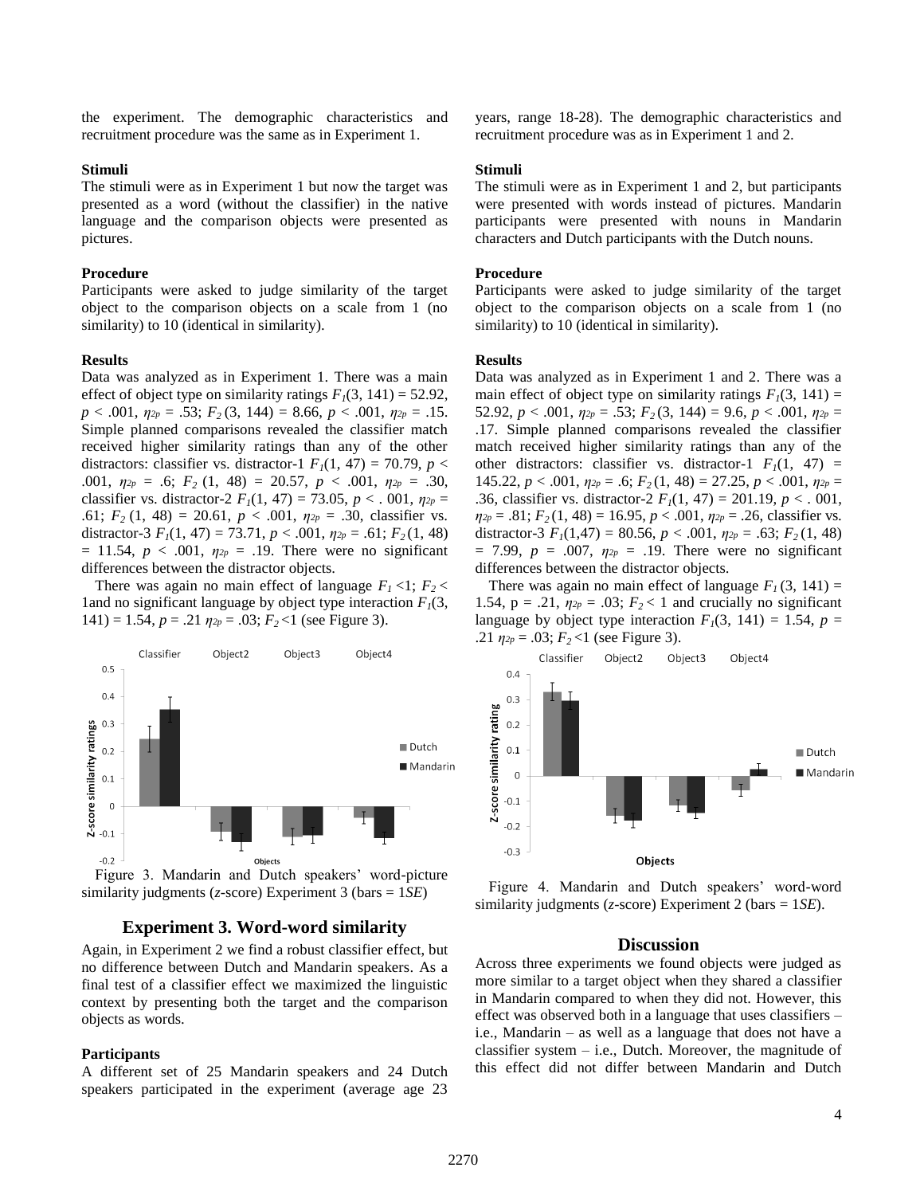the experiment. The demographic characteristics and recruitment procedure was the same as in Experiment 1.

**Stimuli**

The stimuli were as in Experiment 1 but now the target was presented as a word (without the classifier) in the native language and the comparison objects were presented as pictures.

**Procedure**

Participants were asked to judge similarity of the target object to the comparison objects on a scale from 1 (no similarity) to 10 (identical in similarity).

**Results**

Data was analyzed as in Experiment 1. There was a main effect of object type on similarity ratings $F_1(3, 141) = 52.92$, $p < .001$, $\eta_{2p} = .53$; $F_2\,(3, 144) = 8.66$, $p < .001$, $\eta_{2p} = .15$. Simple planned comparisons revealed the classifier match received higher similarity ratings than any of the other distractors: classifier vs. distractor-1 $F_1(1, 47) = 70.79$, $p < .001$, $\eta_{2p} = .6$; $F_2\,(1, 48) = 20.57$, $p < .001$, $\eta_{2p} = .30$, classifier vs. distractor-2 $F_1(1, 47) = 73.05$, $p < .001$, $\eta_{2p} = .61$; $F_2\,(1, 48) = 20.61$, $p < .001$, $\eta_{2p} = .30$, classifier vs. distractor-3 $F_1(1, 47) = 73.71$, $p < .001$, $\eta_{2p} = .61$; $F_2\,(1, 48) = 11.54$, $p < .001$, $\eta_{2p} = .19$. There were no significant differences between the distractor objects.

There was again no main effect of language $F_1 < 1$; $F_2 <$ 1and no significant language by object type interaction $F_1(3, 141) = 1.54$, $p = .21$ $\eta_{2p} = .03$; $F_2 < 1$ (see Figure 3).

Figure 3. Mandarin and Dutch speakers' word-picture similarity judgments (*z*-score) Experiment 3 (bars = 1*SE*)

## Experiment 3. Word-word similarity

Again, in Experiment 2 we find a robust classifier effect, but no difference between Dutch and Mandarin speakers. As a final test of a classifier effect we maximized the linguistic context by presenting both the target and the comparison objects as words.

**Participants**

A different set of 25 Mandarin speakers and 24 Dutch speakers participated in the experiment (average age 23 years, range 18-28). The demographic characteristics and recruitment procedure was as in Experiment 1 and 2.

**Stimuli**

The stimuli were as in Experiment 1 and 2, but participants were presented with words instead of pictures. Mandarin participants were presented with nouns in Mandarin characters and Dutch participants with the Dutch nouns.

**Procedure**

Participants were asked to judge similarity of the target object to the comparison objects on a scale from 1 (no similarity) to 10 (identical in similarity).

**Results**

Data was analyzed as in Experiment 1 and 2. There was a main effect of object type on similarity ratings $F_1(3, 141) = 52.92$, $p < .001$, $\eta_{2p} = .53$; $F_2\,(3, 144) = 9.6$, $p < .001$, $\eta_{2p} = .17$. Simple planned comparisons revealed the classifier match received higher similarity ratings than any of the other distractors: classifier vs. distractor-1 $F_1(1, 47) = 145.22$, $p < .001$, $\eta_{2p} = .6$; $F_2\,(1, 48) = 27.25$, $p < .001$, $\eta_{2p} = .36$, classifier vs. distractor-2 $F_1(1, 47) = 201.19$, $p < .001$, $\eta_{2p} = .81$; $F_2\,(1, 48) = 16.95$, $p < .001$, $\eta_{2p} = .26$, classifier vs. distractor-3 $F_1(1,47) = 80.56$, $p < .001$, $\eta_{2p} = .63$; $F_2\,(1, 48) = 7.99$, $p = .007$, $\eta_{2p} = .19$. There were no significant differences between the distractor objects.

There was again no main effect of language $F_1\,(3, 141) = 1.54$, $p = .21$, $\eta_{2p} = .03$; $F_2 < 1$ and crucially no significant language by object type interaction $F_1(3, 141) = 1.54$, $p = .21$ $\eta_{2p} = .03$; $F_2 < 1$ (see Figure 3).

Figure 4. Mandarin and Dutch speakers' word-word similarity judgments (*z*-score) Experiment 2 (bars = 1*SE*).

## Discussion

Across three experiments we found objects were judged as more similar to a target object when they shared a classifier in Mandarin compared to when they did not. However, this effect was observed both in a language that uses classifiers – i.e., Mandarin – as well as a language that does not have a classifier system – i.e., Dutch. Moreover, the magnitude of this effect did not differ between Mandarin and Dutch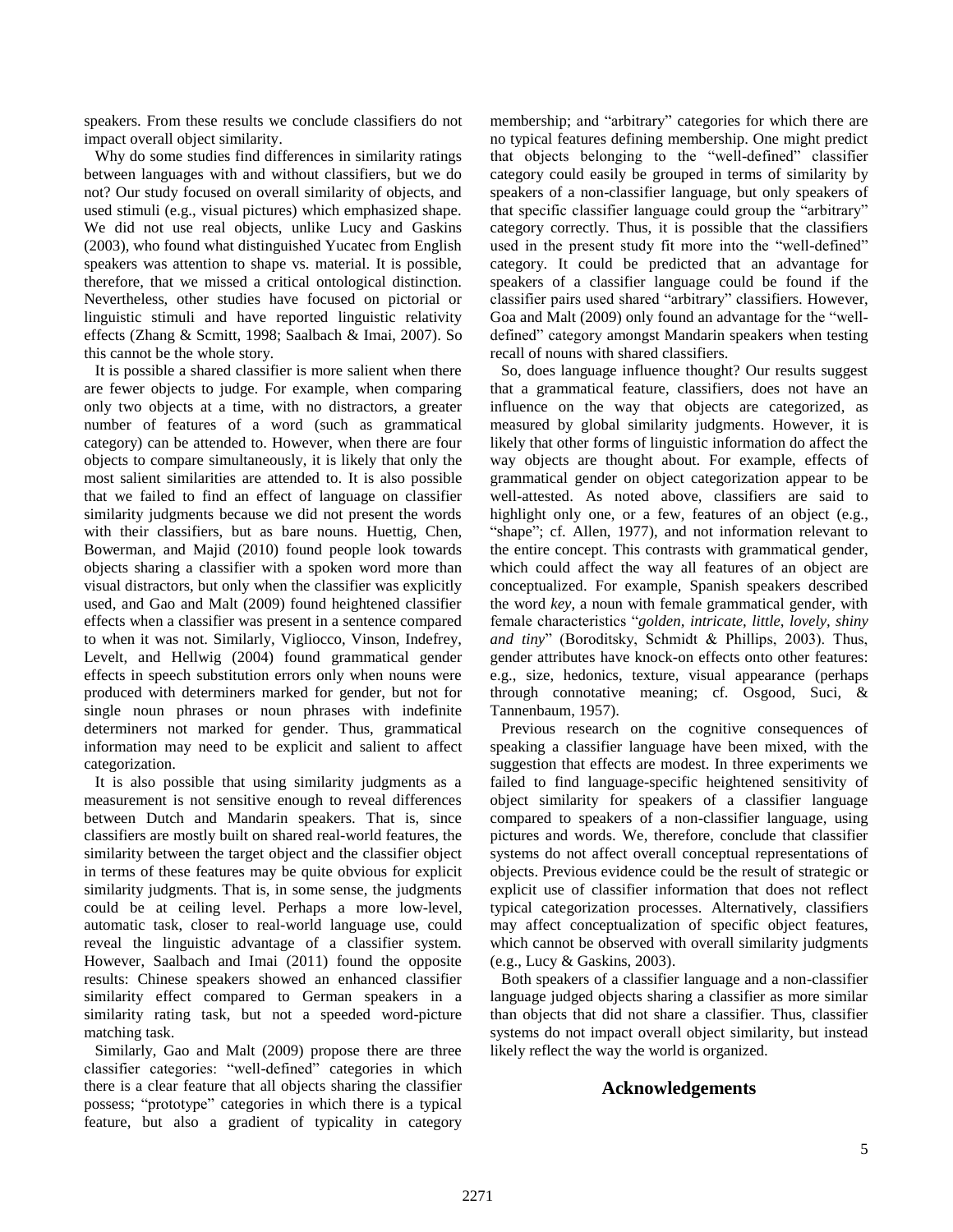speakers. From these results we conclude classifiers do not impact overall object similarity.

Why do some studies find differences in similarity ratings between languages with and without classifiers, but we do not? Our study focused on overall similarity of objects, and used stimuli (e.g., visual pictures) which emphasized shape. We did not use real objects, unlike Lucy and Gaskins (2003), who found what distinguished Yucatec from English speakers was attention to shape vs. material. It is possible, therefore, that we missed a critical ontological distinction. Nevertheless, other studies have focused on pictorial or linguistic stimuli and have reported linguistic relativity effects (Zhang & Scmitt, 1998; Saalbach & Imai, 2007). So this cannot be the whole story.

It is possible a shared classifier is more salient when there are fewer objects to judge. For example, when comparing only two objects at a time, with no distractors, a greater number of features of a word (such as grammatical category) can be attended to. However, when there are four objects to compare simultaneously, it is likely that only the most salient similarities are attended to. It is also possible that we failed to find an effect of language on classifier similarity judgments because we did not present the words with their classifiers, but as bare nouns. Huettig, Chen, Bowerman, and Majid (2010) found people look towards objects sharing a classifier with a spoken word more than visual distractors, but only when the classifier was explicitly used, and Gao and Malt (2009) found heightened classifier effects when a classifier was present in a sentence compared to when it was not. Similarly, Vigliocco, Vinson, Indefrey, Levelt, and Hellwig (2004) found grammatical gender effects in speech substitution errors only when nouns were produced with determiners marked for gender, but not for single noun phrases or noun phrases with indefinite determiners not marked for gender. Thus, grammatical information may need to be explicit and salient to affect categorization.

It is also possible that using similarity judgments as a measurement is not sensitive enough to reveal differences between Dutch and Mandarin speakers. That is, since classifiers are mostly built on shared real-world features, the similarity between the target object and the classifier object in terms of these features may be quite obvious for explicit similarity judgments. That is, in some sense, the judgments could be at ceiling level. Perhaps a more low-level, automatic task, closer to real-world language use, could reveal the linguistic advantage of a classifier system. However, Saalbach and Imai (2011) found the opposite results: Chinese speakers showed an enhanced classifier similarity effect compared to German speakers in a similarity rating task, but not a speeded word-picture matching task.

Similarly, Gao and Malt (2009) propose there are three classifier categories: "well-defined" categories in which there is a clear feature that all objects sharing the classifier possess; "prototype" categories in which there is a typical feature, but also a gradient of typicality in category membership; and "arbitrary" categories for which there are no typical features defining membership. One might predict that objects belonging to the "well-defined" classifier category could easily be grouped in terms of similarity by speakers of a non-classifier language, but only speakers of that specific classifier language could group the "arbitrary" category correctly. Thus, it is possible that the classifiers used in the present study fit more into the "well-defined" category. It could be predicted that an advantage for speakers of a classifier language could be found if the classifier pairs used shared "arbitrary" classifiers. However, Goa and Malt (2009) only found an advantage for the "well-defined" category amongst Mandarin speakers when testing recall of nouns with shared classifiers.

So, does language influence thought? Our results suggest that a grammatical feature, classifiers, does not have an influence on the way that objects are categorized, as measured by global similarity judgments. However, it is likely that other forms of linguistic information do affect the way objects are thought about. For example, effects of grammatical gender on object categorization appear to be well-attested. As noted above, classifiers are said to highlight only one, or a few, features of an object (e.g., "shape"; cf. Allen, 1977), and not information relevant to the entire concept. This contrasts with grammatical gender, which could affect the way all features of an object are conceptualized. For example, Spanish speakers described the word *key*, a noun with female grammatical gender, with female characteristics "*golden, intricate, little, lovely, shiny and tiny*" (Boroditsky, Schmidt & Phillips, 2003). Thus, gender attributes have knock-on effects onto other features: e.g., size, hedonics, texture, visual appearance (perhaps through connotative meaning; cf. Osgood, Suci, & Tannenbaum, 1957).

Previous research on the cognitive consequences of speaking a classifier language have been mixed, with the suggestion that effects are modest. In three experiments we failed to find language-specific heightened sensitivity of object similarity for speakers of a classifier language compared to speakers of a non-classifier language, using pictures and words. We, therefore, conclude that classifier systems do not affect overall conceptual representations of objects. Previous evidence could be the result of strategic or explicit use of classifier information that does not reflect typical categorization processes. Alternatively, classifiers may affect conceptualization of specific object features, which cannot be observed with overall similarity judgments (e.g., Lucy & Gaskins, 2003).

Both speakers of a classifier language and a non-classifier language judged objects sharing a classifier as more similar than objects that did not share a classifier. Thus, classifier systems do not impact overall object similarity, but instead likely reflect the way the world is organized.

## Acknowledgements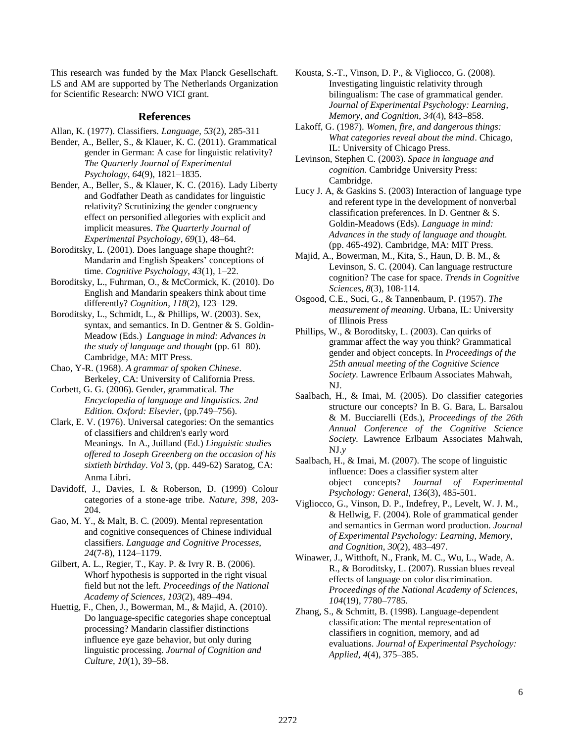This research was funded by the Max Planck Gesellschaft. LS and AM are supported by The Netherlands Organization for Scientific Research: NWO VICI grant.

## References

Allan, K. (1977). Classifiers. *Language*, *53*(2), 285-311

Bender, A., Beller, S., & Klauer, K. C. (2011). Grammatical gender in German: A case for linguistic relativity? *The Quarterly Journal of Experimental Psychology*, *64*(9), 1821–1835.

Bender, A., Beller, S., & Klauer, K. C. (2016). Lady Liberty and Godfather Death as candidates for linguistic relativity? Scrutinizing the gender congruency effect on personified allegories with explicit and implicit measures. *The Quarterly Journal of Experimental Psychology, 69*(1), 48–64.

Boroditsky, L. (2001). Does language shape thought?: Mandarin and English Speakers' conceptions of time. *Cognitive Psychology*, *43*(1), 1–22.

Boroditsky, L., Fuhrman, O., & McCormick, K. (2010). Do English and Mandarin speakers think about time differently? *Cognition, 118*(2), 123–129.

Boroditsky, L., Schmidt, L., & Phillips, W. (2003). Sex, syntax, and semantics. In D. Gentner & S. Goldin-Meadow (Eds.) *Language in mind: Advances in the study of language and thought* (pp. 61–80). Cambridge, MA: MIT Press.

Chao, Y-R. (1968). *A grammar of spoken Chinese*. Berkeley, CA: University of California Press.

Corbett, G. G. (2006). Gender, grammatical. *The Encyclopedia of language and linguistics. 2nd Edition. Oxford: Elsevier*, (pp.749–756).

Clark, E. V. (1976). Universal categories: On the semantics of classifiers and children's early word Meanings. In A., Juilland (Ed.) *Linguistic studies offered to Joseph Greenberg on the occasion of his sixtieth birthday*. *Vol* 3, (pp. 449-62) Saratog, CA: Anma Libri.

Davidoff, J., Davies, I. & Roberson, D. (1999) Colour categories of a stone-age tribe. *Nature, 398*, 203-204.

Gao, M. Y., & Malt, B. C. (2009). Mental representation and cognitive consequences of Chinese individual classifiers. *Language and Cognitive Processes, 24*(7-8), 1124–1179.

Gilbert, A. L., Regier, T., Kay. P. & Ivry R. B. (2006). Whorf hypothesis is supported in the right visual field but not the left. *Proceedings of the National Academy of Sciences, 103*(2), 489–494.

Huettig, F., Chen, J., Bowerman, M., & Majid, A. (2010). Do language-specific categories shape conceptual processing? Mandarin classifier distinctions influence eye gaze behavior, but only during linguistic processing. *Journal of Cognition and Culture*, *10*(1), 39–58.

Kousta, S.-T., Vinson, D. P., & Vigliocco, G. (2008). Investigating linguistic relativity through bilingualism: The case of grammatical gender. *Journal of Experimental Psychology: Learning, Memory, and Cognition, 34*(4), 843–858.

Lakoff, G. (1987). *Women, fire, and dangerous things: What categories reveal about the mind*. Chicago, IL: University of Chicago Press.

Levinson, Stephen C. (2003). *Space in language and cognition*. Cambridge University Press: Cambridge.

Lucy J. A, & Gaskins S. (2003) Interaction of language type and referent type in the development of nonverbal classification preferences. In D. Gentner & S. Goldin-Meadows (Eds). *Language in mind: Advances in the study of language and thought.* (pp. 465-492). Cambridge, MA: MIT Press.

Majid, A., Bowerman, M., Kita, S., Haun, D. B. M., & Levinson, S. C. (2004). Can language restructure cognition? The case for space. *Trends in Cognitive Sciences, 8*(3), 108-114.

Osgood, C.E., Suci, G., & Tannenbaum, P. (1957). *The measurement of meaning*. Urbana, IL: University of Illinois Press

Phillips, W., & Boroditsky, L. (2003). Can quirks of grammar affect the way you think? Grammatical gender and object concepts. In *Proceedings of the 25th annual meeting of the Cognitive Science Society.* Lawrence Erlbaum Associates Mahwah, NJ.

Saalbach, H., & Imai, M. (2005). Do classifier categories structure our concepts? In B. G. Bara, L. Barsalou & M. Bucciarelli (Eds.), *Proceedings of the 26th Annual Conference of the Cognitive Science Society.* Lawrence Erlbaum Associates Mahwah, NJ.*y*

Saalbach, H., & Imai, M. (2007). The scope of linguistic influence: Does a classifier system alter object concepts? *Journal of Experimental Psychology: General, 136*(3), 485-501.

Vigliocco, G., Vinson, D. P., Indefrey, P., Levelt, W. J. M., & Hellwig, F. (2004). Role of grammatical gender and semantics in German word production. *Journal of Experimental Psychology: Learning, Memory, and Cognition*, *30*(2), 483–497.

Winawer, J., Witthoft, N., Frank, M. C., Wu, L., Wade, A. R., & Boroditsky, L. (2007). Russian blues reveal effects of language on color discrimination. *Proceedings of the National Academy of Sciences*, *104*(19), 7780–7785.

Zhang, S., & Schmitt, B. (1998). Language-dependent classification: The mental representation of classifiers in cognition, memory, and ad evaluations. *Journal of Experimental Psychology: Applied*, *4*(4), 375–385.